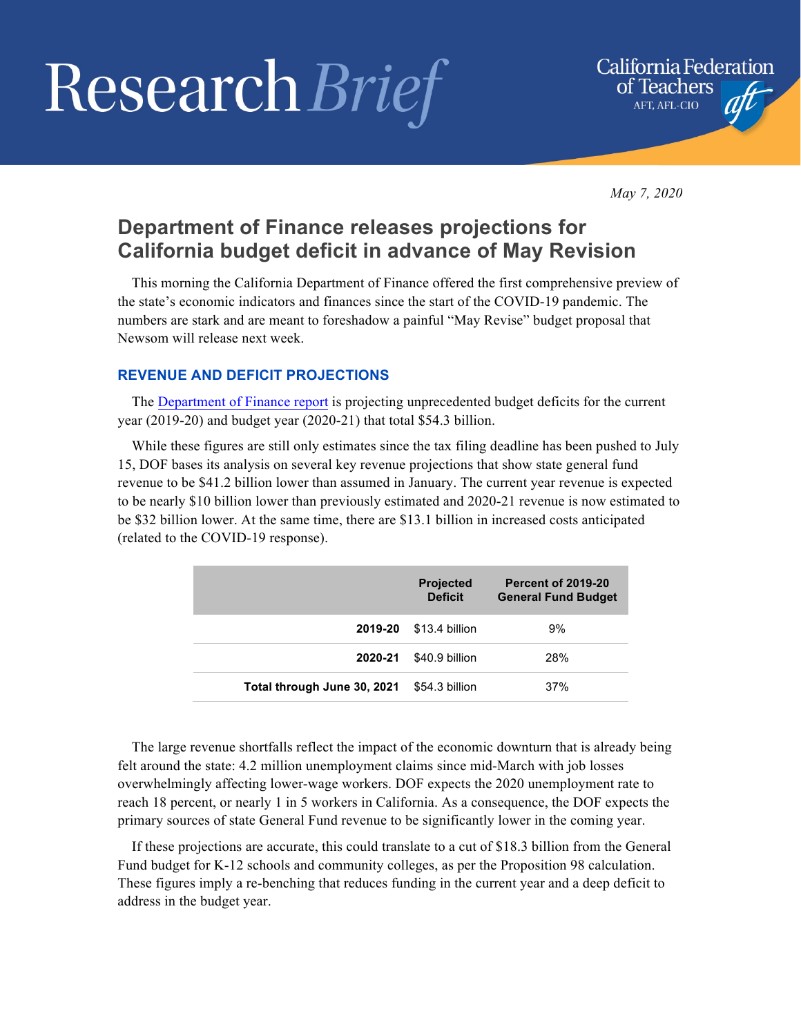# Research Brief

California Federation of Teachers
AFT, AFL-CIO

*May 7, 2020*

## Department of Finance releases projections for California budget deficit in advance of May Revision

This morning the California Department of Finance offered the first comprehensive preview of the state's economic indicators and finances since the start of the COVID-19 pandemic. The numbers are stark and are meant to foreshadow a painful "May Revise" budget proposal that Newsom will release next week.

### REVENUE AND DEFICIT PROJECTIONS

The Department of Finance report is projecting unprecedented budget deficits for the current year (2019-20) and budget year (2020-21) that total $54.3 billion.

While these figures are still only estimates since the tax filing deadline has been pushed to July 15, DOF bases its analysis on several key revenue projections that show state general fund revenue to be $41.2 billion lower than assumed in January. The current year revenue is expected to be nearly $10 billion lower than previously estimated and 2020-21 revenue is now estimated to be $32 billion lower. At the same time, there are $13.1 billion in increased costs anticipated (related to the COVID-19 response).

| | Projected Deficit | Percent of 2019-20 General Fund Budget |
|---|---|---|
| **2019-20** | $13.4 billion | 9% |
| **2020-21** | $40.9 billion | 28% |
| **Total through June 30, 2021** | $54.3 billion | 37% |

The large revenue shortfalls reflect the impact of the economic downturn that is already being felt around the state: 4.2 million unemployment claims since mid-March with job losses overwhelmingly affecting lower-wage workers. DOF expects the 2020 unemployment rate to reach 18 percent, or nearly 1 in 5 workers in California. As a consequence, the DOF expects the primary sources of state General Fund revenue to be significantly lower in the coming year.

If these projections are accurate, this could translate to a cut of $18.3 billion from the General Fund budget for K-12 schools and community colleges, as per the Proposition 98 calculation. These figures imply a re-benching that reduces funding in the current year and a deep deficit to address in the budget year.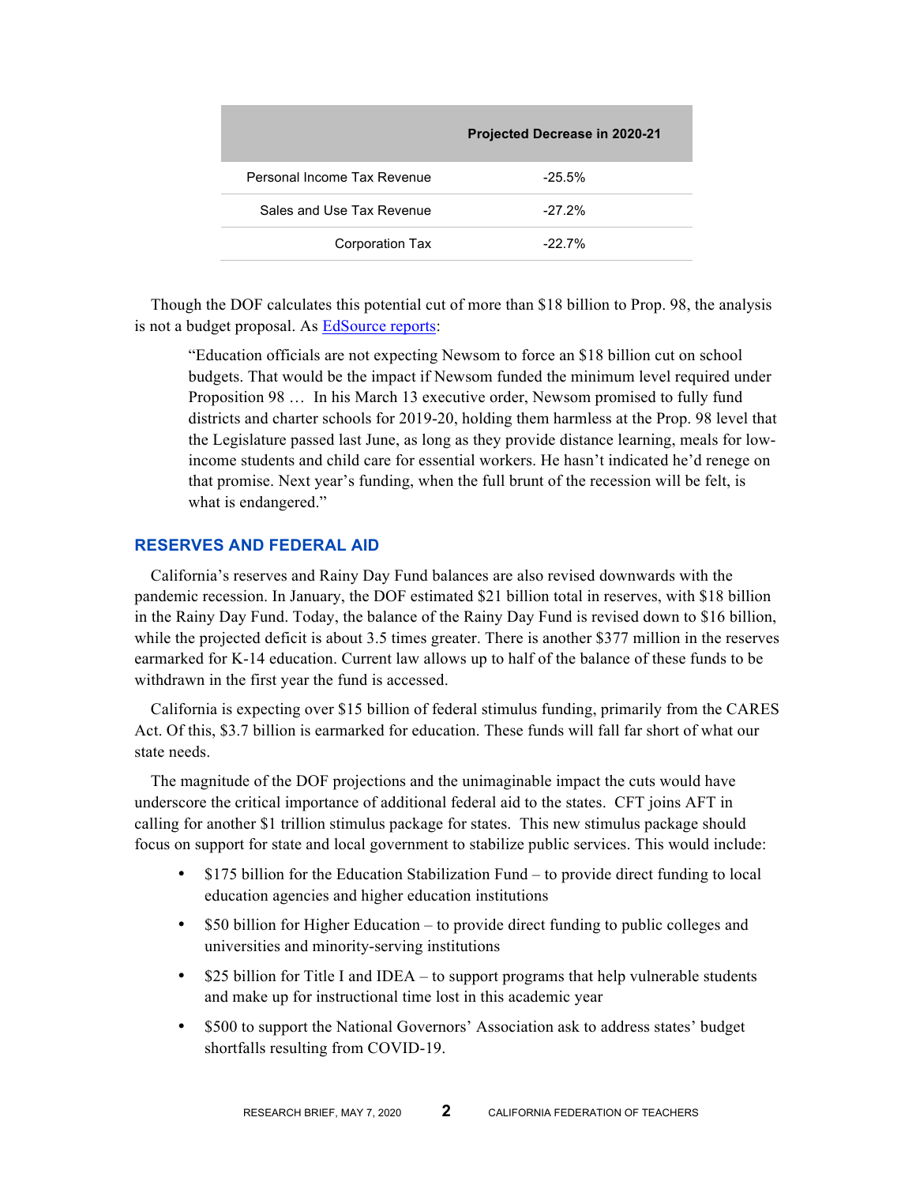| | Projected Decrease in 2020-21 |
|---|---|
| Personal Income Tax Revenue | -25.5% |
| Sales and Use Tax Revenue | -27.2% |
| Corporation Tax | -22.7% |

Though the DOF calculates this potential cut of more than $18 billion to Prop. 98, the analysis is not a budget proposal. As [EdSource reports](#):

> "Education officials are not expecting Newsom to force an $18 billion cut on school budgets. That would be the impact if Newsom funded the minimum level required under Proposition 98 … In his March 13 executive order, Newsom promised to fully fund districts and charter schools for 2019-20, holding them harmless at the Prop. 98 level that the Legislature passed last June, as long as they provide distance learning, meals for low-income students and child care for essential workers. He hasn't indicated he'd renege on that promise. Next year's funding, when the full brunt of the recession will be felt, is what is endangered."

## RESERVES AND FEDERAL AID

California's reserves and Rainy Day Fund balances are also revised downwards with the pandemic recession. In January, the DOF estimated $21 billion total in reserves, with $18 billion in the Rainy Day Fund. Today, the balance of the Rainy Day Fund is revised down to $16 billion, while the projected deficit is about 3.5 times greater. There is another $377 million in the reserves earmarked for K-14 education. Current law allows up to half of the balance of these funds to be withdrawn in the first year the fund is accessed.

California is expecting over $15 billion of federal stimulus funding, primarily from the CARES Act. Of this, $3.7 billion is earmarked for education. These funds will fall far short of what our state needs.

The magnitude of the DOF projections and the unimaginable impact the cuts would have underscore the critical importance of additional federal aid to the states. CFT joins AFT in calling for another $1 trillion stimulus package for states. This new stimulus package should focus on support for state and local government to stabilize public services. This would include:

- $175 billion for the Education Stabilization Fund – to provide direct funding to local education agencies and higher education institutions
- $50 billion for Higher Education – to provide direct funding to public colleges and universities and minority-serving institutions
- $25 billion for Title I and IDEA – to support programs that help vulnerable students and make up for instructional time lost in this academic year
- $500 to support the National Governors' Association ask to address states' budget shortfalls resulting from COVID-19.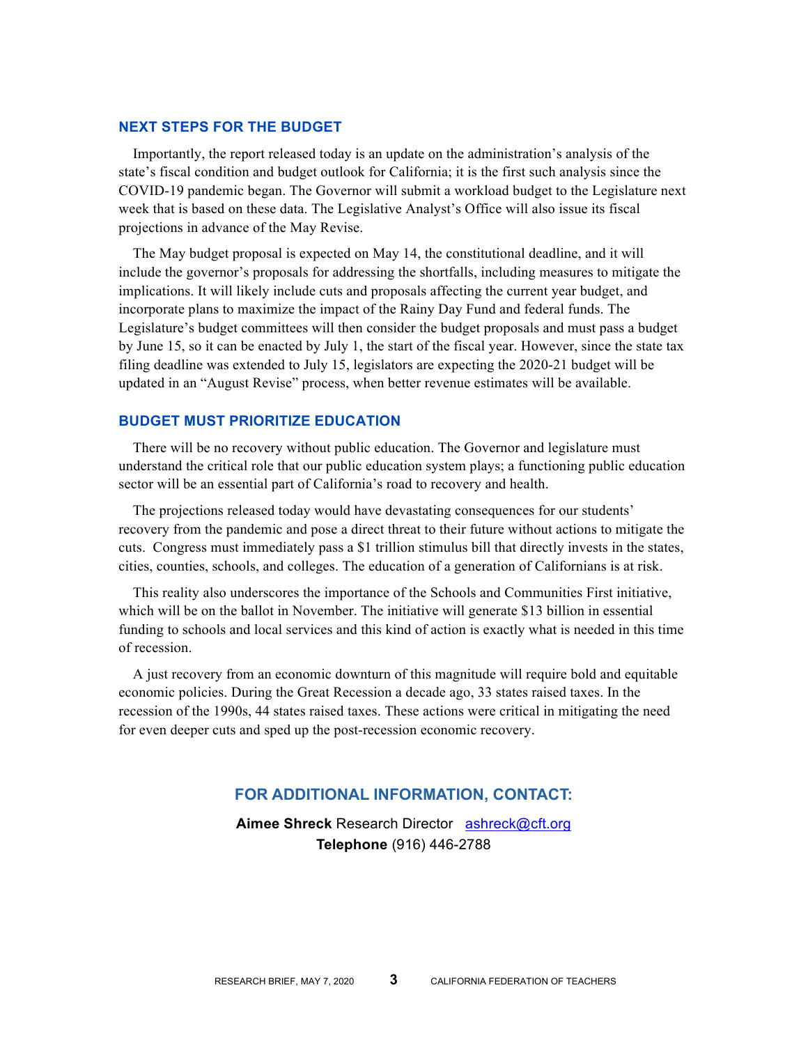## NEXT STEPS FOR THE BUDGET

Importantly, the report released today is an update on the administration's analysis of the state's fiscal condition and budget outlook for California; it is the first such analysis since the COVID-19 pandemic began. The Governor will submit a workload budget to the Legislature next week that is based on these data. The Legislative Analyst's Office will also issue its fiscal projections in advance of the May Revise.

The May budget proposal is expected on May 14, the constitutional deadline, and it will include the governor's proposals for addressing the shortfalls, including measures to mitigate the implications. It will likely include cuts and proposals affecting the current year budget, and incorporate plans to maximize the impact of the Rainy Day Fund and federal funds. The Legislature's budget committees will then consider the budget proposals and must pass a budget by June 15, so it can be enacted by July 1, the start of the fiscal year. However, since the state tax filing deadline was extended to July 15, legislators are expecting the 2020-21 budget will be updated in an "August Revise" process, when better revenue estimates will be available.

## BUDGET MUST PRIORITIZE EDUCATION

There will be no recovery without public education. The Governor and legislature must understand the critical role that our public education system plays; a functioning public education sector will be an essential part of California's road to recovery and health.

The projections released today would have devastating consequences for our students' recovery from the pandemic and pose a direct threat to their future without actions to mitigate the cuts. Congress must immediately pass a $1 trillion stimulus bill that directly invests in the states, cities, counties, schools, and colleges. The education of a generation of Californians is at risk.

This reality also underscores the importance of the Schools and Communities First initiative, which will be on the ballot in November. The initiative will generate $13 billion in essential funding to schools and local services and this kind of action is exactly what is needed in this time of recession.

A just recovery from an economic downturn of this magnitude will require bold and equitable economic policies. During the Great Recession a decade ago, 33 states raised taxes. In the recession of the 1990s, 44 states raised taxes. These actions were critical in mitigating the need for even deeper cuts and sped up the post-recession economic recovery.

### FOR ADDITIONAL INFORMATION, CONTACT:

**Aimee Shreck** Research Director ashreck@cft.org
**Telephone** (916) 446-2788